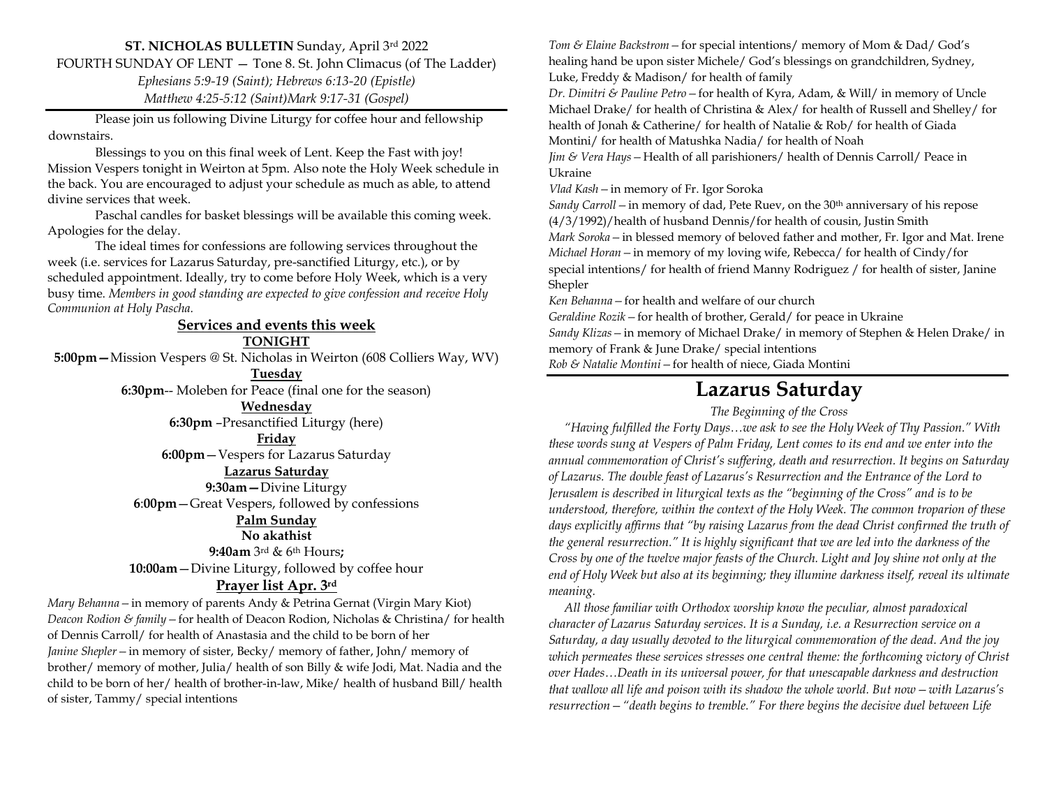**ST. NICHOLAS BULLETIN** Sunday, April 3rd 2022

FOURTH SUNDAY OF LENT — Tone 8. St. John Climacus (of The Ladder)

*Ephesians 5:9-19 (Saint); Hebrews 6:13-20 (Epistle)*

*Matthew 4:25-5:12 (Saint)Mark 9:17-31 (Gospel)*

Please join us following Divine Liturgy for coffee hour and fellowship downstairs.

Blessings to you on this final week of Lent. Keep the Fast with joy! Mission Vespers tonight in Weirton at 5pm. Also note the Holy Week schedule in the back. You are encouraged to adjust your schedule as much as able, to attend divine services that week.

Paschal candles for basket blessings will be available this coming week. Apologies for the delay.

The ideal times for confessions are following services throughout the week (i.e. services for Lazarus Saturday, pre-sanctified Liturgy, etc.), or by scheduled appointment. Ideally, try to come before Holy Week, which is a very busy time. *Members in good standing are expected to give confession and receive Holy Communion at Holy Pascha.*

## Services and events this week

**TONIGHT**

**5:00pm—**Mission Vespers @ St. Nicholas in Weirton (608 Colliers Way, WV)

**Tuesday**

**6:30pm**-- Moleben for Peace (final one for the season)

**Wednesday**

**6:30pm** –Presanctified Liturgy (here)

**Friday**

**6:00pm**—Vespers for Lazarus Saturday

**Lazarus Saturday**

**9:30am—**Divine Liturgy

**6**:**00pm**—Great Vespers, followed by confessions

**Palm Sunday**

**No akathist**

**9:40am** 3rd & 6th Hours**;**

**10:00am**—Divine Liturgy, followed by coffee hour

## Prayer list Apr. 3rd

*Mary Behanna* – in memory of parents Andy & Petrina Gernat (Virgin Mary Kiot)

*Deacon Rodion & family* – for health of Deacon Rodion, Nicholas & Christina/ for health of Dennis Carroll/ for health of Anastasia and the child to be born of her

*Janine Shepler* – in memory of sister, Becky/ memory of father, John/ memory of brother/ memory of mother, Julia/ health of son Billy & wife Jodi, Mat. Nadia and the child to be born of her/ health of brother-in-law, Mike/ health of husband Bill/ health of sister, Tammy/ special intentions

*Tom & Elaine Backstrom* – for special intentions/ memory of Mom & Dad/ God's healing hand be upon sister Michele/ God's blessings on grandchildren, Sydney, Luke, Freddy & Madison/ for health of family

*Dr. Dimitri & Pauline Petro* – for health of Kyra, Adam, & Will/ in memory of Uncle Michael Drake/ for health of Christina & Alex/ for health of Russell and Shelley/ for health of Jonah & Catherine/ for health of Natalie & Rob/ for health of Giada Montini/ for health of Matushka Nadia/ for health of Noah

*Jim & Vera Hays* – Health of all parishioners/ health of Dennis Carroll/ Peace in Ukraine

*Vlad Kash* – in memory of Fr. Igor Soroka

*Sandy Carroll* – in memory of dad, Pete Ruev, on the 30th anniversary of his repose (4/3/1992)/health of husband Dennis/for health of cousin, Justin Smith

*Mark Soroka* – in blessed memory of beloved father and mother, Fr. Igor and Mat. Irene

*Michael Horan* – in memory of my loving wife, Rebecca/ for health of Cindy/for special intentions/ for health of friend Manny Rodriguez / for health of sister, Janine Shepler

*Ken Behanna* – for health and welfare of our church

*Geraldine Rozik* – for health of brother, Gerald/ for peace in Ukraine

*Sandy Klizas* – in memory of Michael Drake/ in memory of Stephen & Helen Drake/ in memory of Frank & June Drake/ special intentions

*Rob & Natalie Montini* – for health of niece, Giada Montini

# Lazarus Saturday

*The Beginning of the Cross*

*"Having fulfilled the Forty Days…we ask to see the Holy Week of Thy Passion." With these words sung at Vespers of Palm Friday, Lent comes to its end and we enter into the annual commemoration of Christ's suffering, death and resurrection. It begins on Saturday of Lazarus. The double feast of Lazarus's Resurrection and the Entrance of the Lord to Jerusalem is described in liturgical texts as the "beginning of the Cross" and is to be understood, therefore, within the context of the Holy Week. The common troparion of these days explicitly affirms that "by raising Lazarus from the dead Christ confirmed the truth of the general resurrection." It is highly significant that we are led into the darkness of the Cross by one of the twelve major feasts of the Church. Light and Joy shine not only at the end of Holy Week but also at its beginning; they illumine darkness itself, reveal its ultimate meaning.*

*All those familiar with Orthodox worship know the peculiar, almost paradoxical character of Lazarus Saturday services. It is a Sunday, i.e. a Resurrection service on a Saturday, a day usually devoted to the liturgical commemoration of the dead. And the joy which permeates these services stresses one central theme: the forthcoming victory of Christ over Hades…Death in its universal power, for that unescapable darkness and destruction that wallow all life and poison with its shadow the whole world. But now – with Lazarus's resurrection – "death begins to tremble." For there begins the decisive duel between Life*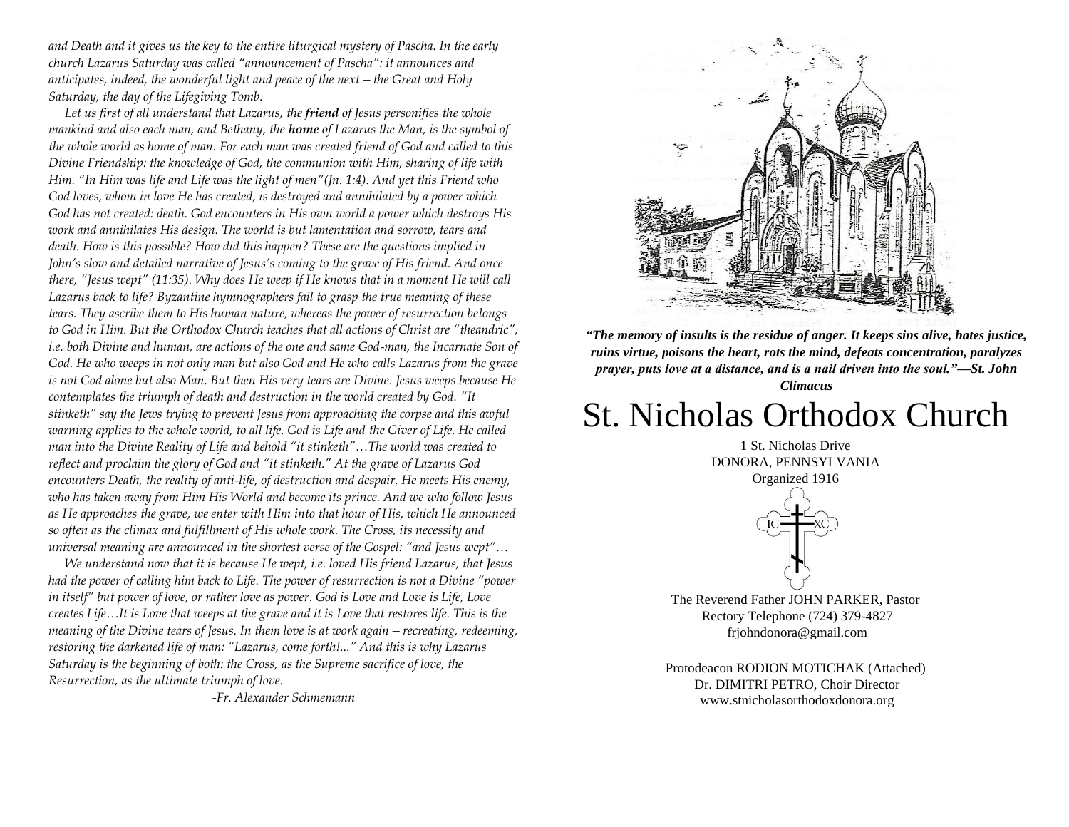*and Death and it gives us the key to the entire liturgical mystery of Pascha. In the early church Lazarus Saturday was called "announcement of Pascha": it announces and anticipates, indeed, the wonderful light and peace of the next – the Great and Holy Saturday, the day of the Lifegiving Tomb.*

*Let us first of all understand that Lazarus, the **friend** of Jesus personifies the whole mankind and also each man, and Bethany, the **home** of Lazarus the Man, is the symbol of the whole world as home of man. For each man was created friend of God and called to this Divine Friendship: the knowledge of God, the communion with Him, sharing of life with Him. "In Him was life and Life was the light of men"(Jn. 1:4). And yet this Friend who God loves, whom in love He has created, is destroyed and annihilated by a power which God has not created: death. God encounters in His own world a power which destroys His work and annihilates His design. The world is but lamentation and sorrow, tears and death. How is this possible? How did this happen? These are the questions implied in John's slow and detailed narrative of Jesus's coming to the grave of His friend. And once there, "Jesus wept" (11:35). Why does He weep if He knows that in a moment He will call Lazarus back to life? Byzantine hymnographers fail to grasp the true meaning of these tears. They ascribe them to His human nature, whereas the power of resurrection belongs to God in Him. But the Orthodox Church teaches that all actions of Christ are "theandric", i.e. both Divine and human, are actions of the one and same God-man, the Incarnate Son of God. He who weeps in not only man but also God and He who calls Lazarus from the grave is not God alone but also Man. But then His very tears are Divine. Jesus weeps because He contemplates the triumph of death and destruction in the world created by God. "It stinketh" say the Jews trying to prevent Jesus from approaching the corpse and this awful warning applies to the whole world, to all life. God is Life and the Giver of Life. He called man into the Divine Reality of Life and behold "it stinketh"…The world was created to reflect and proclaim the glory of God and "it stinketh." At the grave of Lazarus God encounters Death, the reality of anti-life, of destruction and despair. He meets His enemy, who has taken away from Him His World and become its prince. And we who follow Jesus as He approaches the grave, we enter with Him into that hour of His, which He announced so often as the climax and fulfillment of His whole work. The Cross, its necessity and universal meaning are announced in the shortest verse of the Gospel: "and Jesus wept"…*

*We understand now that it is because He wept, i.e. loved His friend Lazarus, that Jesus had the power of calling him back to Life. The power of resurrection is not a Divine "power in itself" but power of love, or rather love as power. God is Love and Love is Life, Love creates Life…It is Love that weeps at the grave and it is Love that restores life. This is the meaning of the Divine tears of Jesus. In them love is at work again – recreating, redeeming, restoring the darkened life of man: "Lazarus, come forth!..." And this is why Lazarus Saturday is the beginning of both: the Cross, as the Supreme sacrifice of love, the Resurrection, as the ultimate triumph of love.*

*-Fr. Alexander Schmemann*

***"The memory of insults is the residue of anger. It keeps sins alive, hates justice, ruins virtue, poisons the heart, rots the mind, defeats concentration, paralyzes prayer, puts love at a distance, and is a nail driven into the soul."—St. John Climacus***

# St. Nicholas Orthodox Church

1 St. Nicholas Drive
DONORA, PENNSYLVANIA
Organized 1916

IC XC

The Reverend Father JOHN PARKER, Pastor
Rectory Telephone (724) 379-4827
frjohndonora@gmail.com

Protodeacon RODION MOTICHAK (Attached)
Dr. DIMITRI PETRO, Choir Director
www.stnicholasorthodoxdonora.org